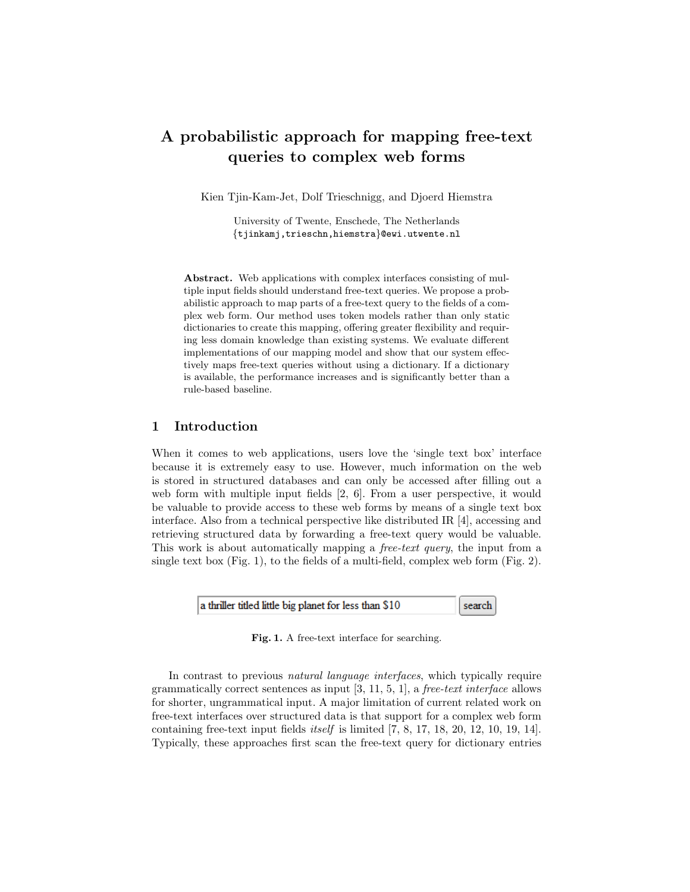# A probabilistic approach for mapping free-text queries to complex web forms

Kien Tjin-Kam-Jet, Dolf Trieschnigg, and Djoerd Hiemstra

University of Twente, Enschede, The Netherlands
{tjinkamj,trieschn,hiemstra}@ewi.utwente.nl

**Abstract.** Web applications with complex interfaces consisting of multiple input fields should understand free-text queries. We propose a probabilistic approach to map parts of a free-text query to the fields of a complex web form. Our method uses token models rather than only static dictionaries to create this mapping, offering greater flexibility and requiring less domain knowledge than existing systems. We evaluate different implementations of our mapping model and show that our system effectively maps free-text queries without using a dictionary. If a dictionary is available, the performance increases and is significantly better than a rule-based baseline.

## 1 Introduction

When it comes to web applications, users love the 'single text box' interface because it is extremely easy to use. However, much information on the web is stored in structured databases and can only be accessed after filling out a web form with multiple input fields [2, 6]. From a user perspective, it would be valuable to provide access to these web forms by means of a single text box interface. Also from a technical perspective like distributed IR [4], accessing and retrieving structured data by forwarding a free-text query would be valuable. This work is about automatically mapping a *free-text query*, the input from a single text box (Fig. 1), to the fields of a multi-field, complex web form (Fig. 2).

a thriller titled little big planet for less than $10 | search

**Fig. 1.** A free-text interface for searching.

In contrast to previous *natural language interfaces*, which typically require grammatically correct sentences as input [3, 11, 5, 1], a *free-text interface* allows for shorter, ungrammatical input. A major limitation of current related work on free-text interfaces over structured data is that support for a complex web form containing free-text input fields *itself* is limited [7, 8, 17, 18, 20, 12, 10, 19, 14]. Typically, these approaches first scan the free-text query for dictionary entries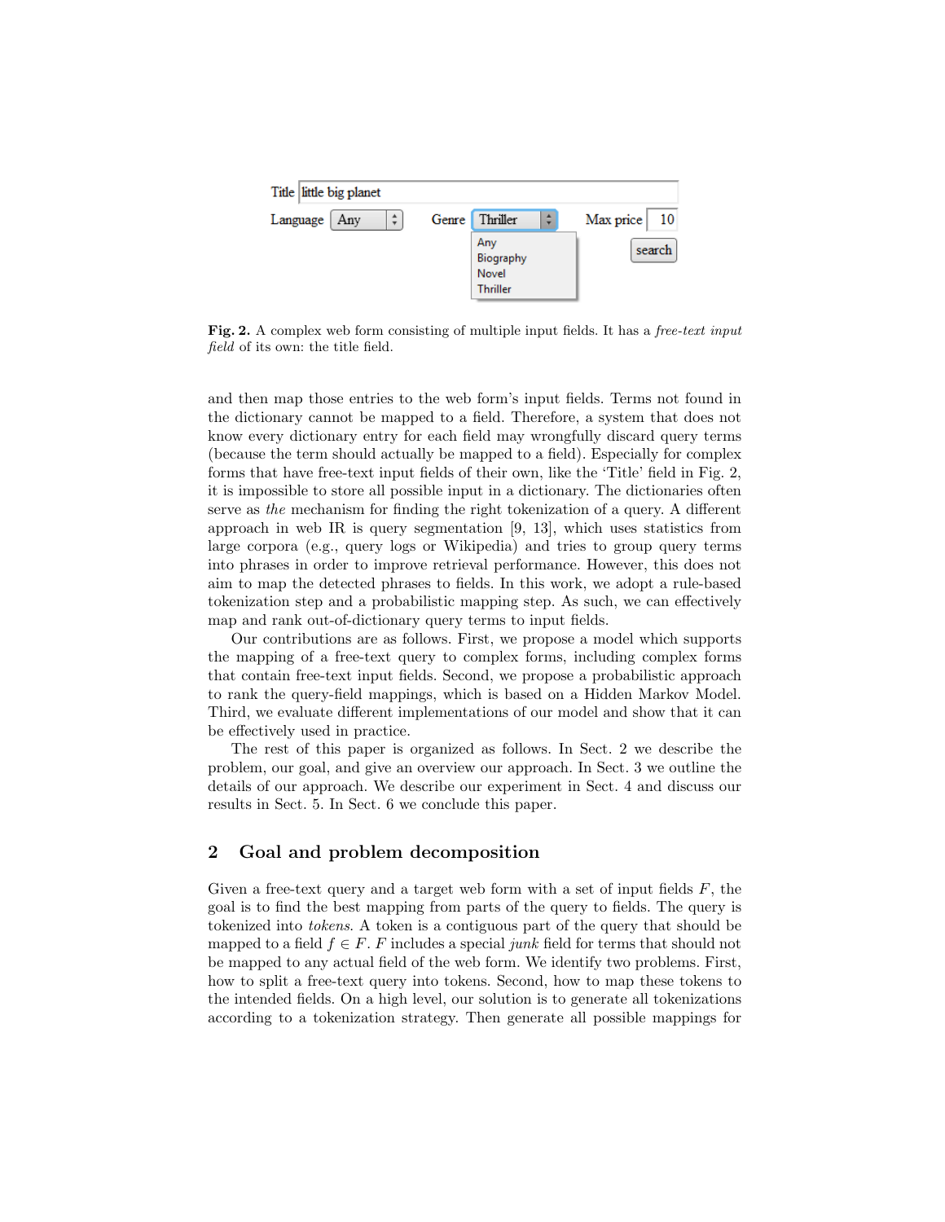**Fig. 2.** A complex web form consisting of multiple input fields. It has a *free-text input field* of its own: the title field.

and then map those entries to the web form's input fields. Terms not found in the dictionary cannot be mapped to a field. Therefore, a system that does not know every dictionary entry for each field may wrongfully discard query terms (because the term should actually be mapped to a field). Especially for complex forms that have free-text input fields of their own, like the 'Title' field in Fig. 2, it is impossible to store all possible input in a dictionary. The dictionaries often serve as *the* mechanism for finding the right tokenization of a query. A different approach in web IR is query segmentation [9, 13], which uses statistics from large corpora (e.g., query logs or Wikipedia) and tries to group query terms into phrases in order to improve retrieval performance. However, this does not aim to map the detected phrases to fields. In this work, we adopt a rule-based tokenization step and a probabilistic mapping step. As such, we can effectively map and rank out-of-dictionary query terms to input fields.

Our contributions are as follows. First, we propose a model which supports the mapping of a free-text query to complex forms, including complex forms that contain free-text input fields. Second, we propose a probabilistic approach to rank the query-field mappings, which is based on a Hidden Markov Model. Third, we evaluate different implementations of our model and show that it can be effectively used in practice.

The rest of this paper is organized as follows. In Sect. 2 we describe the problem, our goal, and give an overview our approach. In Sect. 3 we outline the details of our approach. We describe our experiment in Sect. 4 and discuss our results in Sect. 5. In Sect. 6 we conclude this paper.

## 2 Goal and problem decomposition

Given a free-text query and a target web form with a set of input fields $F$, the goal is to find the best mapping from parts of the query to fields. The query is tokenized into *tokens*. A token is a contiguous part of the query that should be mapped to a field $f \in F$. $F$ includes a special *junk* field for terms that should not be mapped to any actual field of the web form. We identify two problems. First, how to split a free-text query into tokens. Second, how to map these tokens to the intended fields. On a high level, our solution is to generate all tokenizations according to a tokenization strategy. Then generate all possible mappings for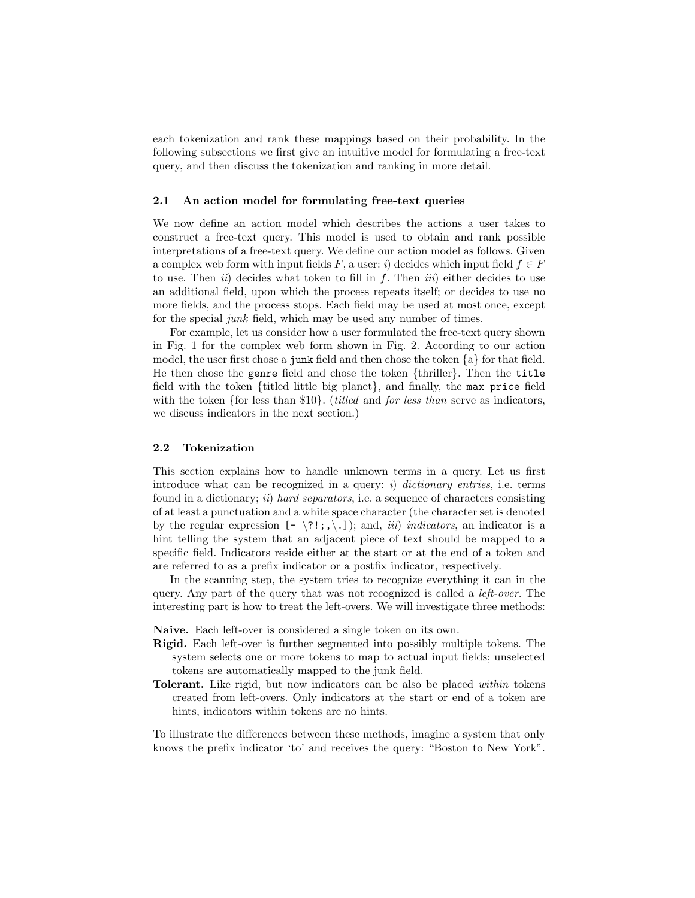each tokenization and rank these mappings based on their probability. In the following subsections we first give an intuitive model for formulating a free-text query, and then discuss the tokenization and ranking in more detail.

### 2.1 An action model for formulating free-text queries

We now define an action model which describes the actions a user takes to construct a free-text query. This model is used to obtain and rank possible interpretations of a free-text query. We define our action model as follows. Given a complex web form with input fields $F$, a user: *i*) decides which input field $f \in F$ to use. Then *ii*) decides what token to fill in $f$. Then *iii*) either decides to use an additional field, upon which the process repeats itself; or decides to use no more fields, and the process stops. Each field may be used at most once, except for the special *junk* field, which may be used any number of times.

For example, let us consider how a user formulated the free-text query shown in Fig. 1 for the complex web form shown in Fig. 2. According to our action model, the user first chose a `junk` field and then chose the token {a} for that field. He then chose the `genre` field and chose the token {thriller}. Then the `title` field with the token {titled little big planet}, and finally, the `max price` field with the token {for less than $10}. (*titled* and *for less than* serve as indicators, we discuss indicators in the next section.)

### 2.2 Tokenization

This section explains how to handle unknown terms in a query. Let us first introduce what can be recognized in a query: *i*) *dictionary entries*, i.e. terms found in a dictionary; *ii*) *hard separators*, i.e. a sequence of characters consisting of at least a punctuation and a white space character (the character set is denoted by the regular expression `[- \?!;,\.]`); and, *iii*) *indicators*, an indicator is a hint telling the system that an adjacent piece of text should be mapped to a specific field. Indicators reside either at the start or at the end of a token and are referred to as a prefix indicator or a postfix indicator, respectively.

In the scanning step, the system tries to recognize everything it can in the query. Any part of the query that was not recognized is called a *left-over*. The interesting part is how to treat the left-overs. We will investigate three methods:

**Naive.** Each left-over is considered a single token on its own.

**Rigid.** Each left-over is further segmented into possibly multiple tokens. The system selects one or more tokens to map to actual input fields; unselected tokens are automatically mapped to the junk field.

**Tolerant.** Like rigid, but now indicators can be also be placed *within* tokens created from left-overs. Only indicators at the start or end of a token are hints, indicators within tokens are no hints.

To illustrate the differences between these methods, imagine a system that only knows the prefix indicator 'to' and receives the query: "Boston to New York".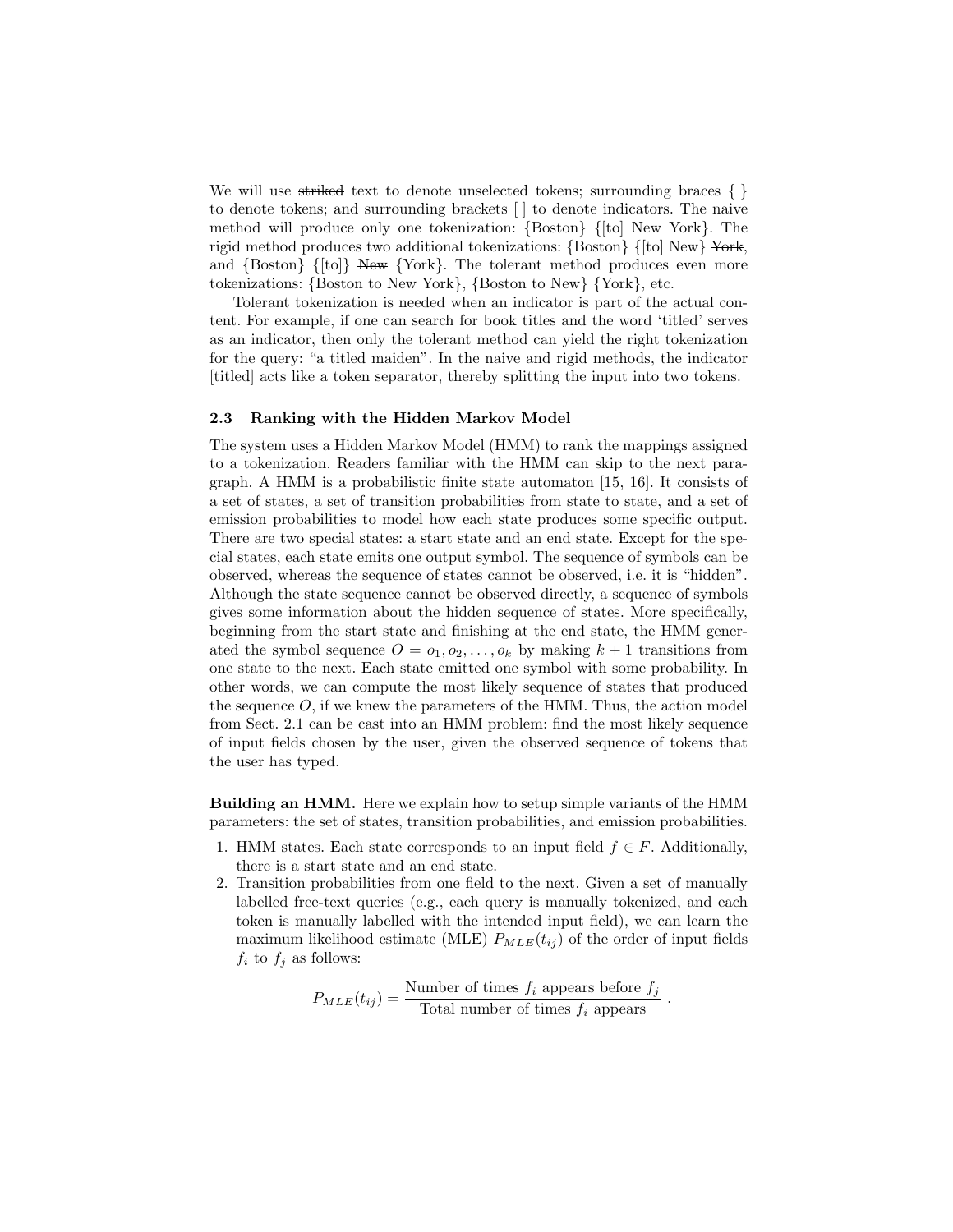We will use ~~striked~~ text to denote unselected tokens; surrounding braces { } to denote tokens; and surrounding brackets [ ] to denote indicators. The naive method will produce only one tokenization: {Boston} {[to] New York}. The rigid method produces two additional tokenizations: {Boston} {[to] New} ~~York~~, and {Boston} {[to]} ~~New~~ {York}. The tolerant method produces even more tokenizations: {Boston to New York}, {Boston to New} {York}, etc.

Tolerant tokenization is needed when an indicator is part of the actual content. For example, if one can search for book titles and the word 'titled' serves as an indicator, then only the tolerant method can yield the right tokenization for the query: "a titled maiden". In the naive and rigid methods, the indicator [titled] acts like a token separator, thereby splitting the input into two tokens.

### 2.3 Ranking with the Hidden Markov Model

The system uses a Hidden Markov Model (HMM) to rank the mappings assigned to a tokenization. Readers familiar with the HMM can skip to the next paragraph. A HMM is a probabilistic finite state automaton [15, 16]. It consists of a set of states, a set of transition probabilities from state to state, and a set of emission probabilities to model how each state produces some specific output. There are two special states: a start state and an end state. Except for the special states, each state emits one output symbol. The sequence of symbols can be observed, whereas the sequence of states cannot be observed, i.e. it is "hidden". Although the state sequence cannot be observed directly, a sequence of symbols gives some information about the hidden sequence of states. More specifically, beginning from the start state and finishing at the end state, the HMM generated the symbol sequence $O = o_1, o_2, \ldots, o_k$ by making $k+1$ transitions from one state to the next. Each state emitted one symbol with some probability. In other words, we can compute the most likely sequence of states that produced the sequence $O$, if we knew the parameters of the HMM. Thus, the action model from Sect. 2.1 can be cast into an HMM problem: find the most likely sequence of input fields chosen by the user, given the observed sequence of tokens that the user has typed.

**Building an HMM.** Here we explain how to setup simple variants of the HMM parameters: the set of states, transition probabilities, and emission probabilities.

1. HMM states. Each state corresponds to an input field $f \in F$. Additionally, there is a start state and an end state.
2. Transition probabilities from one field to the next. Given a set of manually labelled free-text queries (e.g., each query is manually tokenized, and each token is manually labelled with the intended input field), we can learn the maximum likelihood estimate (MLE) $P_{MLE}(t_{ij})$ of the order of input fields $f_i$ to $f_j$ as follows:

$$P_{MLE}(t_{ij}) = \frac{\text{Number of times } f_i \text{ appears before } f_j}{\text{Total number of times } f_i \text{ appears}} \ .$$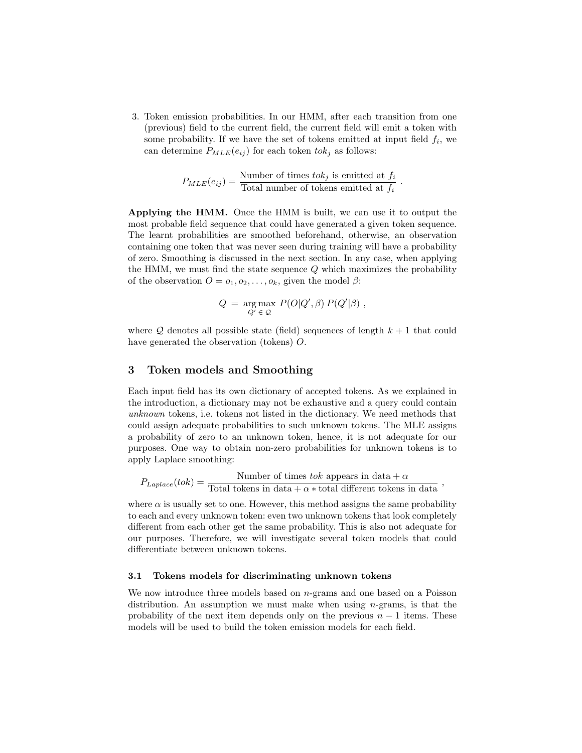3. Token emission probabilities. In our HMM, after each transition from one (previous) field to the current field, the current field will emit a token with some probability. If we have the set of tokens emitted at input field $f_i$, we can determine $P_{MLE}(e_{ij})$ for each token $tok_j$ as follows:

$$P_{MLE}(e_{ij}) = \frac{\text{Number of times } tok_j \text{ is emitted at } f_i}{\text{Total number of tokens emitted at } f_i} \ .$$

**Applying the HMM.** Once the HMM is built, we can use it to output the most probable field sequence that could have generated a given token sequence. The learnt probabilities are smoothed beforehand, otherwise, an observation containing one token that was never seen during training will have a probability of zero. Smoothing is discussed in the next section. In any case, when applying the HMM, we must find the state sequence $Q$ which maximizes the probability of the observation $O = o_1, o_2, \ldots, o_k$, given the model $\beta$:

$$Q \ = \ \underset{Q' \, \in \, \mathcal{Q}}{\arg\max} \ P(O|Q', \beta) \, P(Q'|\beta) \ ,$$

where $\mathcal{Q}$ denotes all possible state (field) sequences of length $k+1$ that could have generated the observation (tokens) $O$.

## 3 Token models and Smoothing

Each input field has its own dictionary of accepted tokens. As we explained in the introduction, a dictionary may not be exhaustive and a query could contain *unknown* tokens, i.e. tokens not listed in the dictionary. We need methods that could assign adequate probabilities to such unknown tokens. The MLE assigns a probability of zero to an unknown token, hence, it is not adequate for our purposes. One way to obtain non-zero probabilities for unknown tokens is to apply Laplace smoothing:

$$P_{Laplace}(tok) = \frac{\text{Number of times } tok \text{ appears in data} + \alpha}{\text{Total tokens in data} + \alpha * \text{total different tokens in data}} \ ,$$

where $\alpha$ is usually set to one. However, this method assigns the same probability to each and every unknown token: even two unknown tokens that look completely different from each other get the same probability. This is also not adequate for our purposes. Therefore, we will investigate several token models that could differentiate between unknown tokens.

### 3.1 Tokens models for discriminating unknown tokens

We now introduce three models based on $n$-grams and one based on a Poisson distribution. An assumption we must make when using $n$-grams, is that the probability of the next item depends only on the previous $n-1$ items. These models will be used to build the token emission models for each field.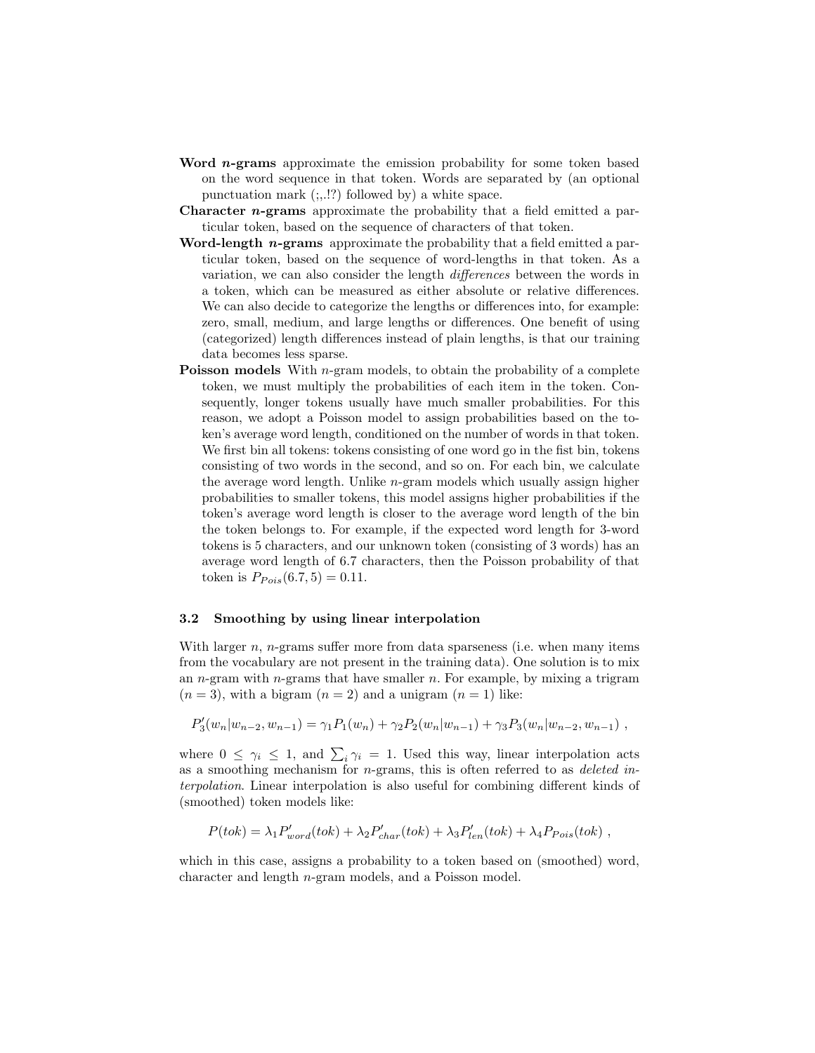**Word *n*-grams** approximate the emission probability for some token based on the word sequence in that token. Words are separated by (an optional punctuation mark (;,.!?) followed by) a white space.

**Character *n*-grams** approximate the probability that a field emitted a particular token, based on the sequence of characters of that token.

**Word-length *n*-grams** approximate the probability that a field emitted a particular token, based on the sequence of word-lengths in that token. As a variation, we can also consider the length *differences* between the words in a token, which can be measured as either absolute or relative differences. We can also decide to categorize the lengths or differences into, for example: zero, small, medium, and large lengths or differences. One benefit of using (categorized) length differences instead of plain lengths, is that our training data becomes less sparse.

**Poisson models** With $n$-gram models, to obtain the probability of a complete token, we must multiply the probabilities of each item in the token. Consequently, longer tokens usually have much smaller probabilities. For this reason, we adopt a Poisson model to assign probabilities based on the token's average word length, conditioned on the number of words in that token. We first bin all tokens: tokens consisting of one word go in the fist bin, tokens consisting of two words in the second, and so on. For each bin, we calculate the average word length. Unlike $n$-gram models which usually assign higher probabilities to smaller tokens, this model assigns higher probabilities if the token's average word length is closer to the average word length of the bin the token belongs to. For example, if the expected word length for 3-word tokens is 5 characters, and our unknown token (consisting of 3 words) has an average word length of 6.7 characters, then the Poisson probability of that token is $P_{Pois}(6.7, 5) = 0.11$.

### 3.2 Smoothing by using linear interpolation

With larger $n$, $n$-grams suffer more from data sparseness (i.e. when many items from the vocabulary are not present in the training data). One solution is to mix an $n$-gram with $n$-grams that have smaller $n$. For example, by mixing a trigram ($n = 3$), with a bigram ($n = 2$) and a unigram ($n = 1$) like:

$$P'_3(w_n|w_{n-2}, w_{n-1}) = \gamma_1 P_1(w_n) + \gamma_2 P_2(w_n|w_{n-1}) + \gamma_3 P_3(w_n|w_{n-2}, w_{n-1}) \ ,$$

where $0 \leq \gamma_i \leq 1$, and $\sum_i \gamma_i = 1$. Used this way, linear interpolation acts as a smoothing mechanism for $n$-grams, this is often referred to as *deleted interpolation*. Linear interpolation is also useful for combining different kinds of (smoothed) token models like:

$$P(tok) = \lambda_1 P'_{word}(tok) + \lambda_2 P'_{char}(tok) + \lambda_3 P'_{len}(tok) + \lambda_4 P_{Pois}(tok) \ ,$$

which in this case, assigns a probability to a token based on (smoothed) word, character and length $n$-gram models, and a Poisson model.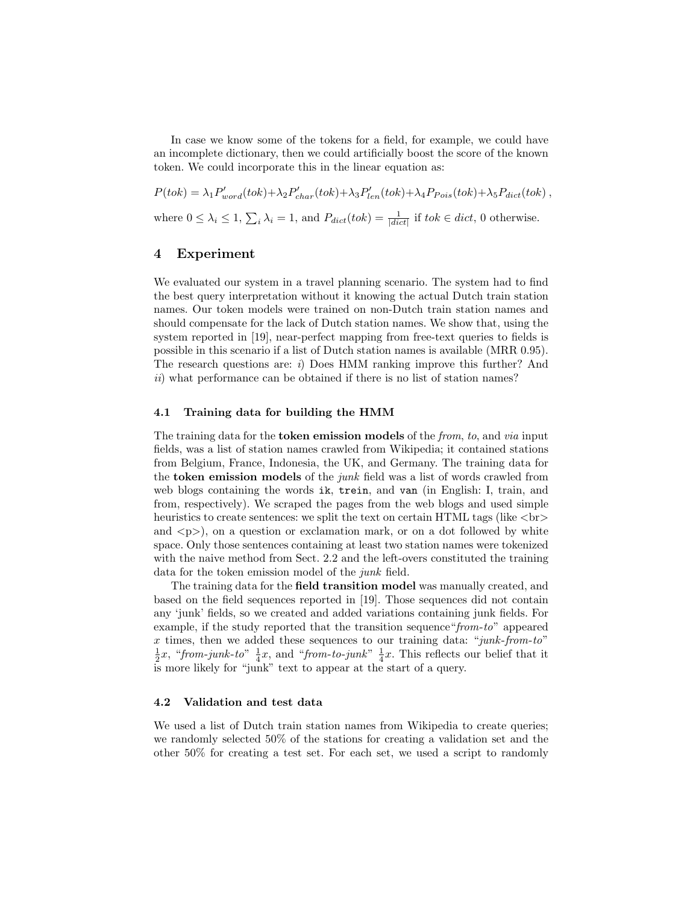In case we know some of the tokens for a field, for example, we could have an incomplete dictionary, then we could artificially boost the score of the known token. We could incorporate this in the linear equation as:

$$P(tok) = \lambda_1 P'_{word}(tok) + \lambda_2 P'_{char}(tok) + \lambda_3 P'_{len}(tok) + \lambda_4 P_{Pois}(tok) + \lambda_5 P_{dict}(tok) ,$$

where $0 \leq \lambda_i \leq 1$, $\sum_i \lambda_i = 1$, and $P_{dict}(tok) = \frac{1}{|dict|}$ if $tok \in dict$, 0 otherwise.

## 4 Experiment

We evaluated our system in a travel planning scenario. The system had to find the best query interpretation without it knowing the actual Dutch train station names. Our token models were trained on non-Dutch train station names and should compensate for the lack of Dutch station names. We show that, using the system reported in [19], near-perfect mapping from free-text queries to fields is possible in this scenario if a list of Dutch station names is available (MRR 0.95). The research questions are: *i*) Does HMM ranking improve this further? And *ii*) what performance can be obtained if there is no list of station names?

### 4.1 Training data for building the HMM

The training data for the **token emission models** of the *from*, *to*, and *via* input fields, was a list of station names crawled from Wikipedia; it contained stations from Belgium, France, Indonesia, the UK, and Germany. The training data for the **token emission models** of the *junk* field was a list of words crawled from web blogs containing the words `ik`, `trein`, and `van` (in English: I, train, and from, respectively). We scraped the pages from the web blogs and used simple heuristics to create sentences: we split the text on certain HTML tags (like <br> and <p>), on a question or exclamation mark, or on a dot followed by white space. Only those sentences containing at least two station names were tokenized with the naive method from Sect. 2.2 and the left-overs constituted the training data for the token emission model of the *junk* field.

The training data for the **field transition model** was manually created, and based on the field sequences reported in [19]. Those sequences did not contain any 'junk' fields, so we created and added variations containing junk fields. For example, if the study reported that the transition sequence"*from-to*" appeared $x$ times, then we added these sequences to our training data: "*junk-from-to*" $\frac{1}{2}x$, "*from-junk-to*" $\frac{1}{4}x$, and "*from-to-junk*" $\frac{1}{4}x$. This reflects our belief that it is more likely for "junk" text to appear at the start of a query.

### 4.2 Validation and test data

We used a list of Dutch train station names from Wikipedia to create queries; we randomly selected 50% of the stations for creating a validation set and the other 50% for creating a test set. For each set, we used a script to randomly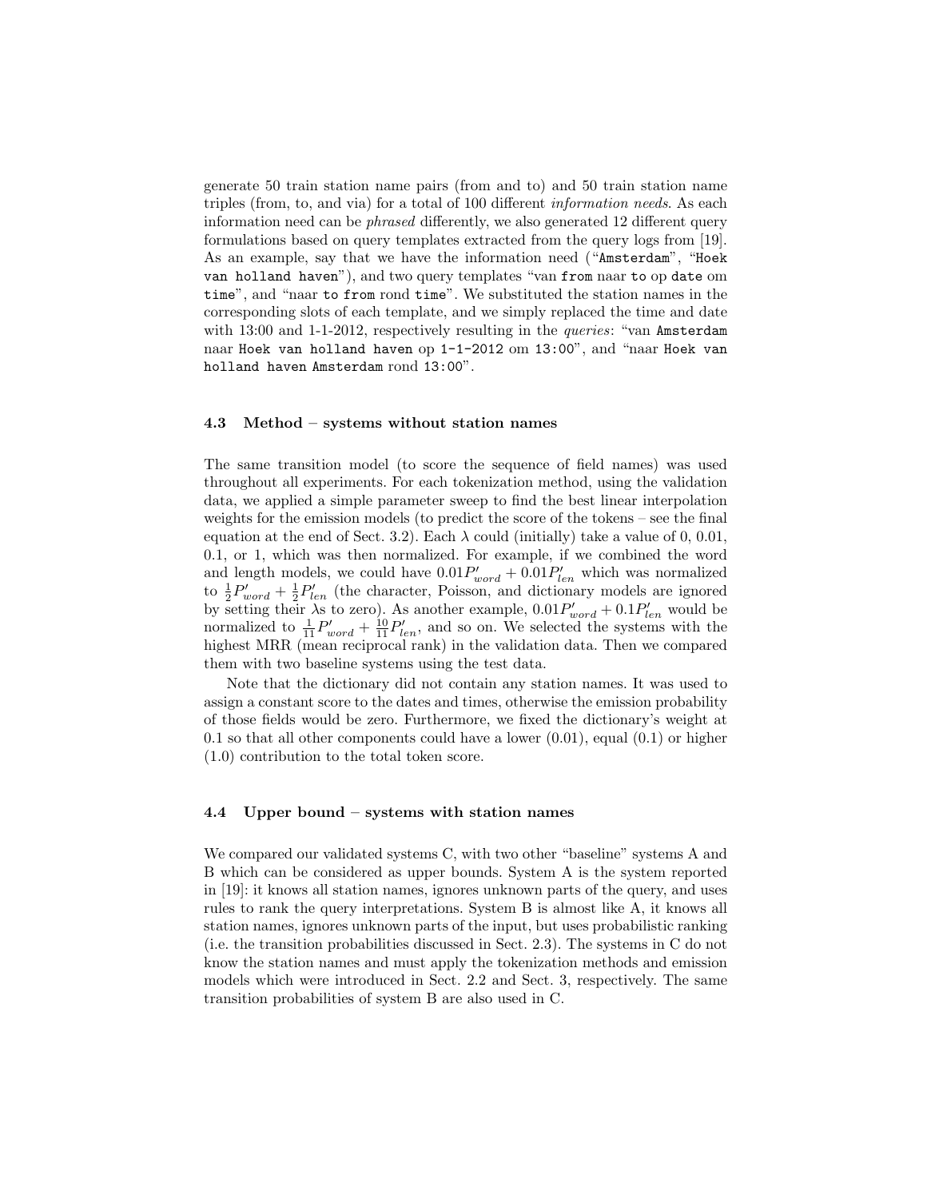generate 50 train station name pairs (from and to) and 50 train station name triples (from, to, and via) for a total of 100 different *information needs*. As each information need can be *phrased* differently, we also generated 12 different query formulations based on query templates extracted from the query logs from [19]. As an example, say that we have the information need ("`Amsterdam`", "`Hoek van holland haven`"), and two query templates "van `from` naar `to` op `date` om `time`", and "naar `to` `from` rond `time`". We substituted the station names in the corresponding slots of each template, and we simply replaced the time and date with 13:00 and 1-1-2012, respectively resulting in the *queries*: "van `Amsterdam` naar `Hoek van holland haven` op `1-1-2012` om `13:00`", and "naar `Hoek van holland haven` `Amsterdam` rond `13:00`".

### 4.3 Method – systems without station names

The same transition model (to score the sequence of field names) was used throughout all experiments. For each tokenization method, using the validation data, we applied a simple parameter sweep to find the best linear interpolation weights for the emission models (to predict the score of the tokens – see the final equation at the end of Sect. 3.2). Each $\lambda$ could (initially) take a value of 0, 0.01, 0.1, or 1, which was then normalized. For example, if we combined the word and length models, we could have $0.01P'_{word} + 0.01P'_{len}$ which was normalized to $\frac{1}{2}P'_{word} + \frac{1}{2}P'_{len}$ (the character, Poisson, and dictionary models are ignored by setting their $\lambda$s to zero). As another example, $0.01P'_{word} + 0.1P'_{len}$ would be normalized to $\frac{1}{11}P'_{word} + \frac{10}{11}P'_{len}$, and so on. We selected the systems with the highest MRR (mean reciprocal rank) in the validation data. Then we compared them with two baseline systems using the test data.

Note that the dictionary did not contain any station names. It was used to assign a constant score to the dates and times, otherwise the emission probability of those fields would be zero. Furthermore, we fixed the dictionary's weight at 0.1 so that all other components could have a lower (0.01), equal (0.1) or higher (1.0) contribution to the total token score.

### 4.4 Upper bound – systems with station names

We compared our validated systems C, with two other "baseline" systems A and B which can be considered as upper bounds. System A is the system reported in [19]: it knows all station names, ignores unknown parts of the query, and uses rules to rank the query interpretations. System B is almost like A, it knows all station names, ignores unknown parts of the input, but uses probabilistic ranking (i.e. the transition probabilities discussed in Sect. 2.3). The systems in C do not know the station names and must apply the tokenization methods and emission models which were introduced in Sect. 2.2 and Sect. 3, respectively. The same transition probabilities of system B are also used in C.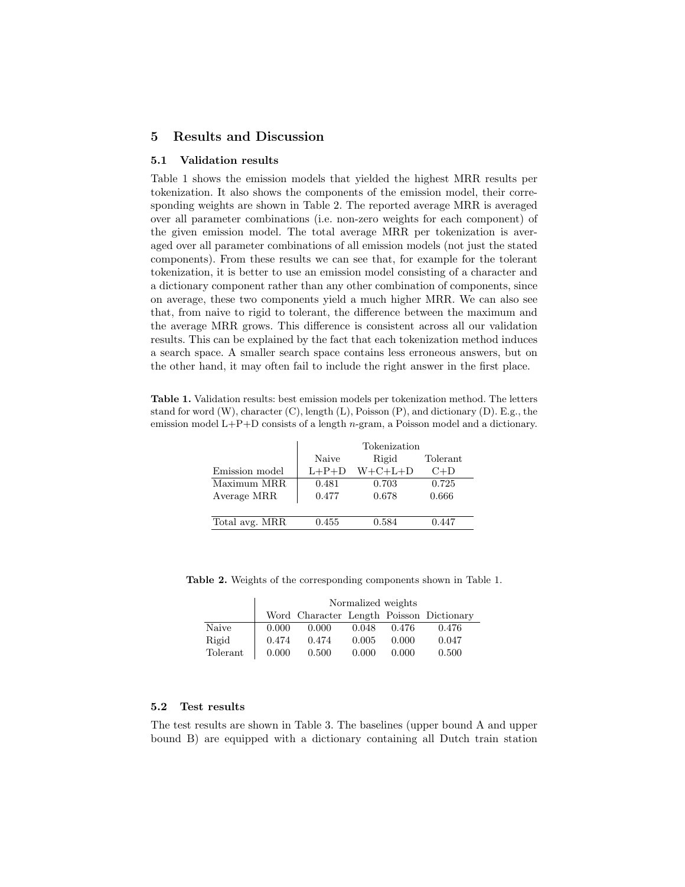## 5 Results and Discussion

### 5.1 Validation results

Table 1 shows the emission models that yielded the highest MRR results per tokenization. It also shows the components of the emission model, their corresponding weights are shown in Table 2. The reported average MRR is averaged over all parameter combinations (i.e. non-zero weights for each component) of the given emission model. The total average MRR per tokenization is averaged over all parameter combinations of all emission models (not just the stated components). From these results we can see that, for example for the tolerant tokenization, it is better to use an emission model consisting of a character and a dictionary component rather than any other combination of components, since on average, these two components yield a much higher MRR. We can also see that, from naive to rigid to tolerant, the difference between the maximum and the average MRR grows. This difference is consistent across all our validation results. This can be explained by the fact that each tokenization method induces a search space. A smaller search space contains less erroneous answers, but on the other hand, it may often fail to include the right answer in the first place.

**Table 1.** Validation results: best emission models per tokenization method. The letters stand for word (W), character (C), length (L), Poisson (P), and dictionary (D). E.g., the emission model L+P+D consists of a length *n*-gram, a Poisson model and a dictionary.

| | Tokenization | | |
|---|---|---|---|
| | Naive | Rigid | Tolerant |
| Emission model | L+P+D | W+C+L+D | C+D |
| Maximum MRR | 0.481 | 0.703 | 0.725 |
| Average MRR | 0.477 | 0.678 | 0.666 |
| Total avg. MRR | 0.455 | 0.584 | 0.447 |

**Table 2.** Weights of the corresponding components shown in Table 1.

| | Normalized weights | | | | |
|---|---|---|---|---|---|
| | Word | Character | Length | Poisson | Dictionary |
| Naive | 0.000 | 0.000 | 0.048 | 0.476 | 0.476 |
| Rigid | 0.474 | 0.474 | 0.005 | 0.000 | 0.047 |
| Tolerant | 0.000 | 0.500 | 0.000 | 0.000 | 0.500 |

### 5.2 Test results

The test results are shown in Table 3. The baselines (upper bound A and upper bound B) are equipped with a dictionary containing all Dutch train station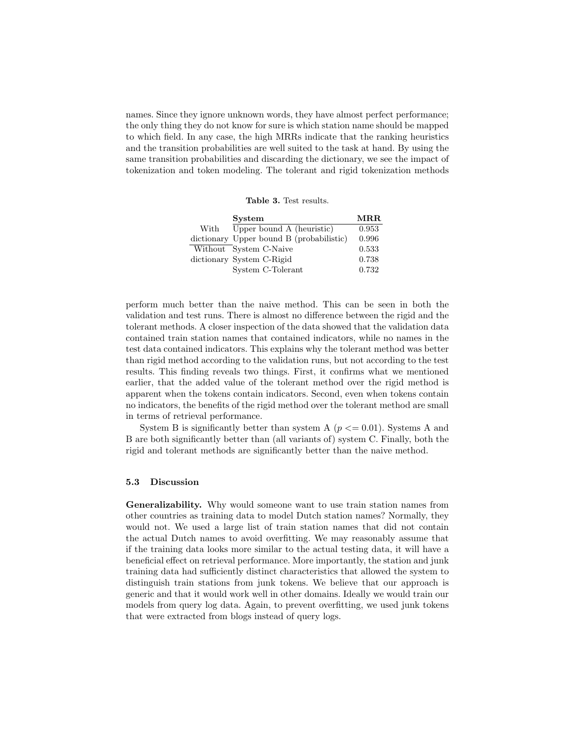names. Since they ignore unknown words, they have almost perfect performance; the only thing they do not know for sure is which station name should be mapped to which field. In any case, the high MRRs indicate that the ranking heuristics and the transition probabilities are well suited to the task at hand. By using the same transition probabilities and discarding the dictionary, we see the impact of tokenization and token modeling. The tolerant and rigid tokenization methods

**Table 3.** Test results.

| | System | MRR |
|---|---|---|
| With dictionary | Upper bound A (heuristic) | 0.953 |
| | Upper bound B (probabilistic) | 0.996 |
| Without dictionary | System C-Naive | 0.533 |
| | System C-Rigid | 0.738 |
| | System C-Tolerant | 0.732 |

perform much better than the naive method. This can be seen in both the validation and test runs. There is almost no difference between the rigid and the tolerant methods. A closer inspection of the data showed that the validation data contained train station names that contained indicators, while no names in the test data contained indicators. This explains why the tolerant method was better than rigid method according to the validation runs, but not according to the test results. This finding reveals two things. First, it confirms what we mentioned earlier, that the added value of the tolerant method over the rigid method is apparent when the tokens contain indicators. Second, even when tokens contain no indicators, the benefits of the rigid method over the tolerant method are small in terms of retrieval performance.

System B is significantly better than system A ($p <= 0.01$). Systems A and B are both significantly better than (all variants of) system C. Finally, both the rigid and tolerant methods are significantly better than the naive method.

### 5.3 Discussion

**Generalizability.** Why would someone want to use train station names from other countries as training data to model Dutch station names? Normally, they would not. We used a large list of train station names that did not contain the actual Dutch names to avoid overfitting. We may reasonably assume that if the training data looks more similar to the actual testing data, it will have a beneficial effect on retrieval performance. More importantly, the station and junk training data had sufficiently distinct characteristics that allowed the system to distinguish train stations from junk tokens. We believe that our approach is generic and that it would work well in other domains. Ideally we would train our models from query log data. Again, to prevent overfitting, we used junk tokens that were extracted from blogs instead of query logs.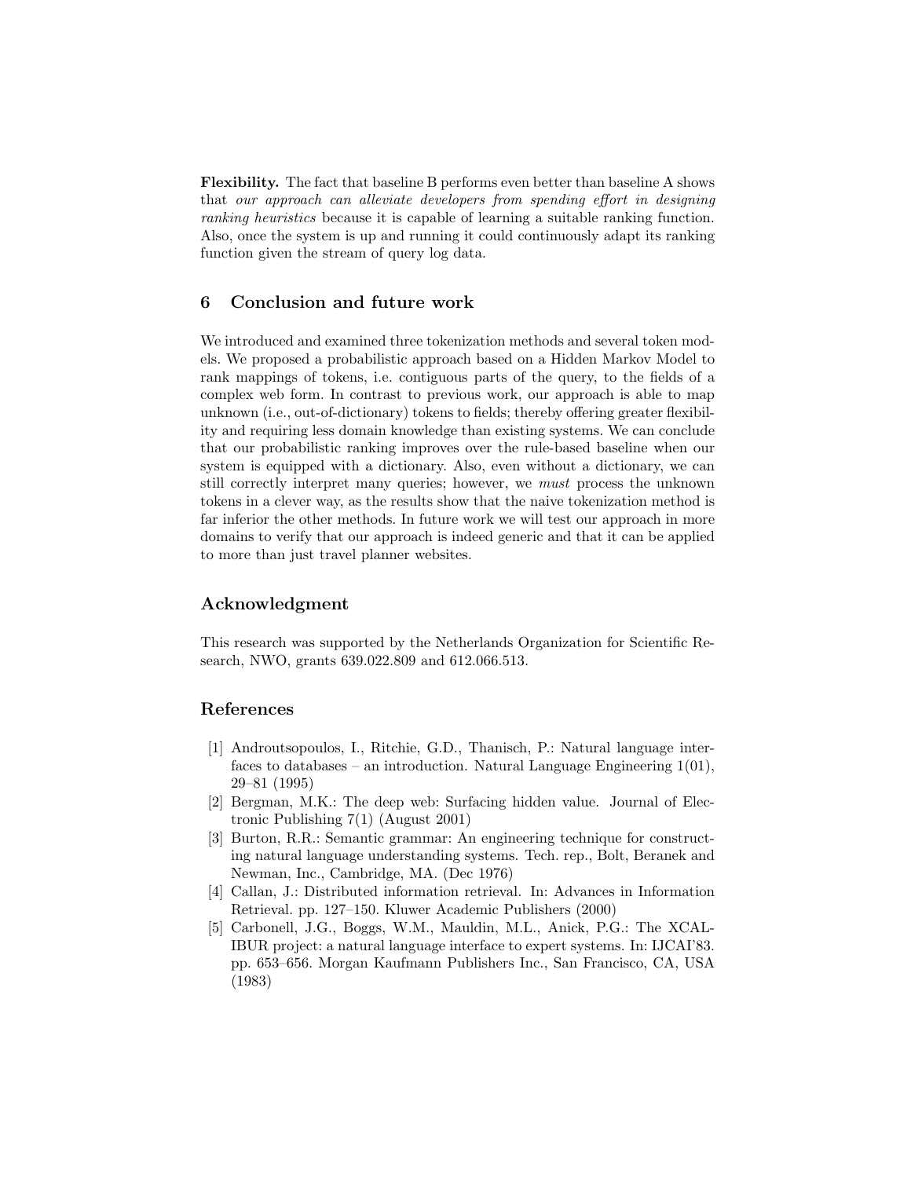**Flexibility.** The fact that baseline B performs even better than baseline A shows that *our approach can alleviate developers from spending effort in designing ranking heuristics* because it is capable of learning a suitable ranking function. Also, once the system is up and running it could continuously adapt its ranking function given the stream of query log data.

## 6 Conclusion and future work

We introduced and examined three tokenization methods and several token models. We proposed a probabilistic approach based on a Hidden Markov Model to rank mappings of tokens, i.e. contiguous parts of the query, to the fields of a complex web form. In contrast to previous work, our approach is able to map unknown (i.e., out-of-dictionary) tokens to fields; thereby offering greater flexibility and requiring less domain knowledge than existing systems. We can conclude that our probabilistic ranking improves over the rule-based baseline when our system is equipped with a dictionary. Also, even without a dictionary, we can still correctly interpret many queries; however, we *must* process the unknown tokens in a clever way, as the results show that the naive tokenization method is far inferior the other methods. In future work we will test our approach in more domains to verify that our approach is indeed generic and that it can be applied to more than just travel planner websites.

## Acknowledgment

This research was supported by the Netherlands Organization for Scientific Research, NWO, grants 639.022.809 and 612.066.513.

## References

[1] Androutsopoulos, I., Ritchie, G.D., Thanisch, P.: Natural language interfaces to databases – an introduction. Natural Language Engineering 1(01), 29–81 (1995)

[2] Bergman, M.K.: The deep web: Surfacing hidden value. Journal of Electronic Publishing 7(1) (August 2001)

[3] Burton, R.R.: Semantic grammar: An engineering technique for constructing natural language understanding systems. Tech. rep., Bolt, Beranek and Newman, Inc., Cambridge, MA. (Dec 1976)

[4] Callan, J.: Distributed information retrieval. In: Advances in Information Retrieval. pp. 127–150. Kluwer Academic Publishers (2000)

[5] Carbonell, J.G., Boggs, W.M., Mauldin, M.L., Anick, P.G.: The XCALIBUR project: a natural language interface to expert systems. In: IJCAI'83. pp. 653–656. Morgan Kaufmann Publishers Inc., San Francisco, CA, USA (1983)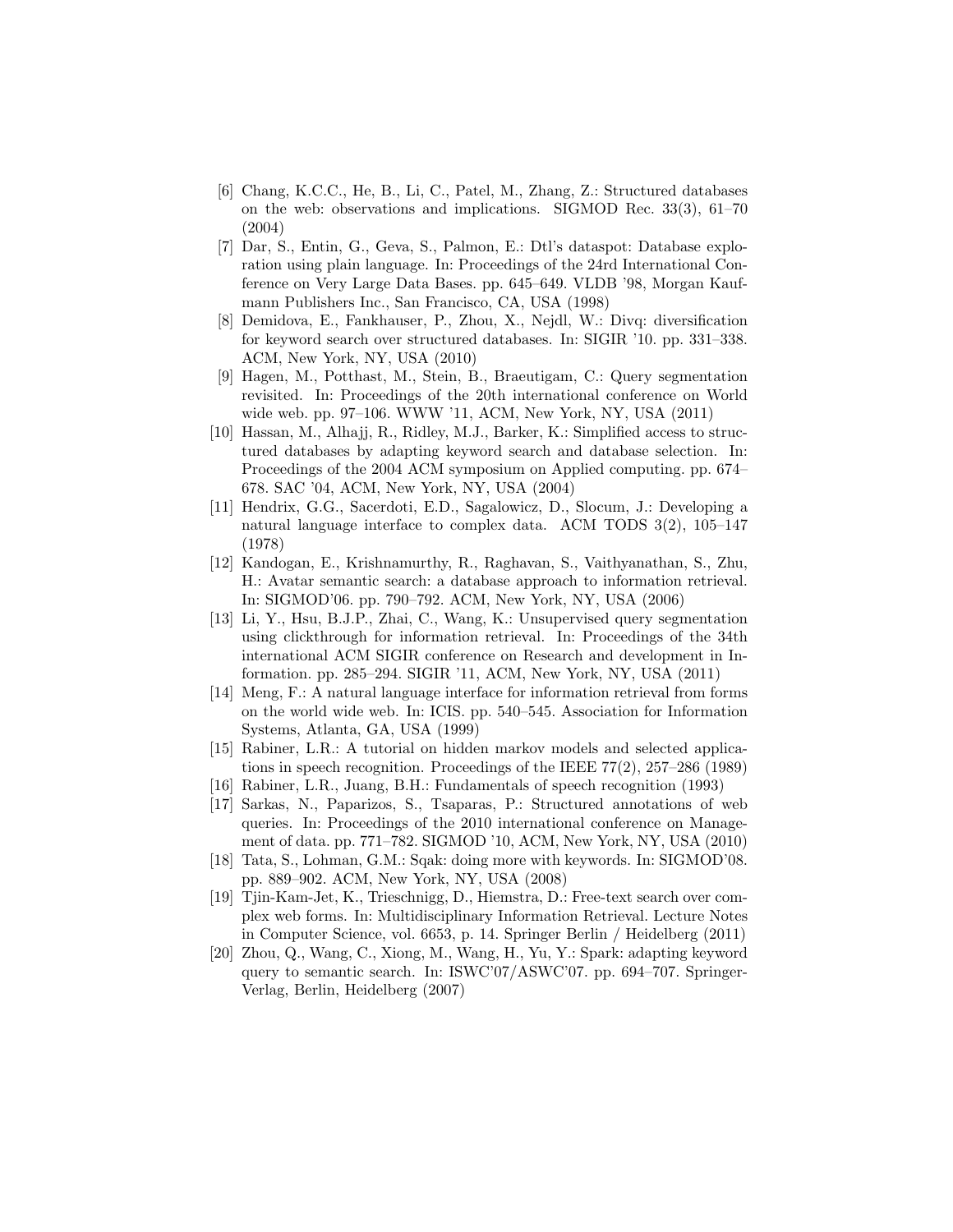[6] Chang, K.C.C., He, B., Li, C., Patel, M., Zhang, Z.: Structured databases on the web: observations and implications. SIGMOD Rec. 33(3), 61–70 (2004)

[7] Dar, S., Entin, G., Geva, S., Palmon, E.: Dtl's dataspot: Database exploration using plain language. In: Proceedings of the 24rd International Conference on Very Large Data Bases. pp. 645–649. VLDB '98, Morgan Kaufmann Publishers Inc., San Francisco, CA, USA (1998)

[8] Demidova, E., Fankhauser, P., Zhou, X., Nejdl, W.: Divq: diversification for keyword search over structured databases. In: SIGIR '10. pp. 331–338. ACM, New York, NY, USA (2010)

[9] Hagen, M., Potthast, M., Stein, B., Braeutigam, C.: Query segmentation revisited. In: Proceedings of the 20th international conference on World wide web. pp. 97–106. WWW '11, ACM, New York, NY, USA (2011)

[10] Hassan, M., Alhajj, R., Ridley, M.J., Barker, K.: Simplified access to structured databases by adapting keyword search and database selection. In: Proceedings of the 2004 ACM symposium on Applied computing. pp. 674–678. SAC '04, ACM, New York, NY, USA (2004)

[11] Hendrix, G.G., Sacerdoti, E.D., Sagalowicz, D., Slocum, J.: Developing a natural language interface to complex data. ACM TODS 3(2), 105–147 (1978)

[12] Kandogan, E., Krishnamurthy, R., Raghavan, S., Vaithyanathan, S., Zhu, H.: Avatar semantic search: a database approach to information retrieval. In: SIGMOD'06. pp. 790–792. ACM, New York, NY, USA (2006)

[13] Li, Y., Hsu, B.J.P., Zhai, C., Wang, K.: Unsupervised query segmentation using clickthrough for information retrieval. In: Proceedings of the 34th international ACM SIGIR conference on Research and development in Information. pp. 285–294. SIGIR '11, ACM, New York, NY, USA (2011)

[14] Meng, F.: A natural language interface for information retrieval from forms on the world wide web. In: ICIS. pp. 540–545. Association for Information Systems, Atlanta, GA, USA (1999)

[15] Rabiner, L.R.: A tutorial on hidden markov models and selected applications in speech recognition. Proceedings of the IEEE 77(2), 257–286 (1989)

[16] Rabiner, L.R., Juang, B.H.: Fundamentals of speech recognition (1993)

[17] Sarkas, N., Paparizos, S., Tsaparas, P.: Structured annotations of web queries. In: Proceedings of the 2010 international conference on Management of data. pp. 771–782. SIGMOD '10, ACM, New York, NY, USA (2010)

[18] Tata, S., Lohman, G.M.: Sqak: doing more with keywords. In: SIGMOD'08. pp. 889–902. ACM, New York, NY, USA (2008)

[19] Tjin-Kam-Jet, K., Trieschnigg, D., Hiemstra, D.: Free-text search over complex web forms. In: Multidisciplinary Information Retrieval. Lecture Notes in Computer Science, vol. 6653, p. 14. Springer Berlin / Heidelberg (2011)

[20] Zhou, Q., Wang, C., Xiong, M., Wang, H., Yu, Y.: Spark: adapting keyword query to semantic search. In: ISWC'07/ASWC'07. pp. 694–707. Springer-Verlag, Berlin, Heidelberg (2007)